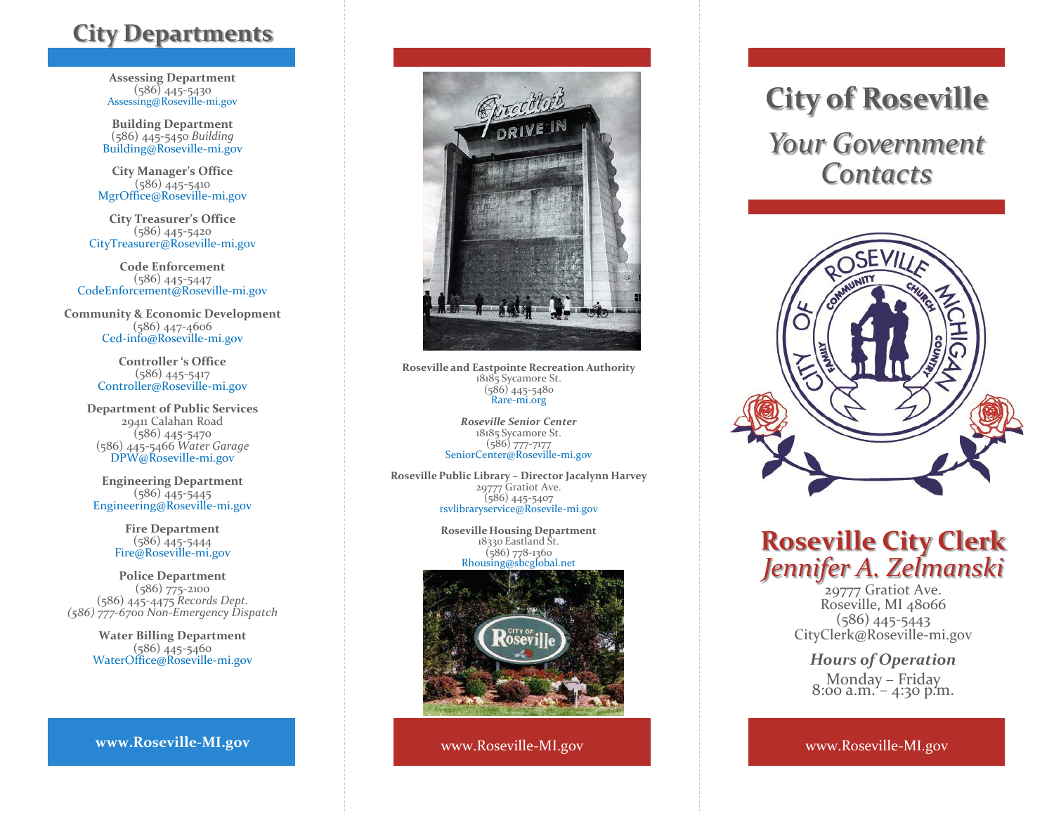## City Departments

**Assessing Department**
(586) 445-5430
Assessing@Roseville-mi.gov

**Building Department**
(586) 445-5450 *Building*
Building@Roseville-mi.gov

**City Manager's Office**
(586) 445-5410
MgrOffice@Roseville-mi.gov

**City Treasurer's Office**
(586) 445-5420
CityTreasurer@Roseville-mi.gov

**Code Enforcement**
(586) 445-5447
CodeEnforcement@Roseville-mi.gov

**Community & Economic Development**
(586) 447-4606
Ced-info@Roseville-mi.gov

**Controller 's Office**
(586) 445-5417
Controller@Roseville-mi.gov

**Department of Public Services**
29411 Calahan Road
(586) 445-5470
(586) 445-5466 *Water Garage*
DPW@Roseville-mi.gov

**Engineering Department**
(586) 445-5445
Engineering@Roseville-mi.gov

**Fire Department**
(586) 445-5444
Fire@Roseville-mi.gov

**Police Department**
(586) 775-2100
(586) 445-4475 *Records Dept.*
*(586) 777-6700 Non-Emergency Dispatch*

**Water Billing Department**
(586) 445-5460
WaterOffice@Roseville-mi.gov

**www.Roseville-MI.gov**

**Roseville and Eastpointe Recreation Authority**
18185 Sycamore St.
(586) 445-5480
Rare-mi.org

***Roseville Senior Center***
18185 Sycamore St.
(586) 777-7177
SeniorCenter@Roseville-mi.gov

**Roseville Public Library – Director Jacalynn Harvey**
29777 Gratiot Ave.
(586) 445-5407
rsvlibraryservice@Rosevile-mi.gov

**Roseville Housing Department**
18330 Eastland St.
(586) 778-1360
Rhousing@sbcglobal.net

www.Roseville-MI.gov

# City of Roseville

## *Your Government Contacts*

## Roseville City Clerk
## *Jennifer A. Zelmanski*

29777 Gratiot Ave.
Roseville, MI 48066
(586) 445-5443
CityClerk@Roseville-mi.gov

***Hours of Operation***
Monday – Friday
8:00 a.m. – 4:30 p.m.

www.Roseville-MI.gov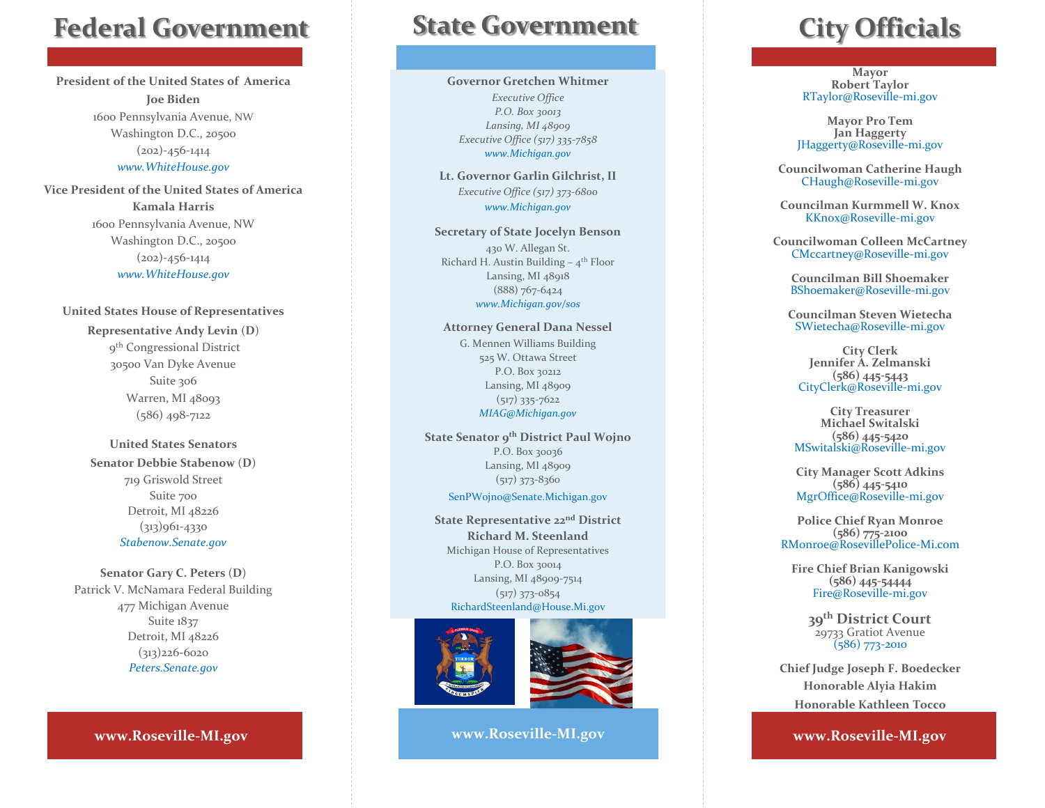# Federal Government

**President of the United States of America**
**Joe Biden**
1600 Pennsylvania Avenue, NW
Washington D.C., 20500
(202)-456-1414
*www.WhiteHouse.gov*

**Vice President of the United States of America**
**Kamala Harris**
1600 Pennsylvania Avenue, NW
Washington D.C., 20500
(202)-456-1414
*www.WhiteHouse.gov*

**United States House of Representatives**

**Representative Andy Levin (D)**
9th Congressional District
30500 Van Dyke Avenue
Suite 306
Warren, MI 48093
(586) 498-7122

**United States Senators**

**Senator Debbie Stabenow (D)**
719 Griswold Street
Suite 700
Detroit, MI 48226
(313)961-4330
*Stabenow.Senate.gov*

**Senator Gary C. Peters (D)**
Patrick V. McNamara Federal Building
477 Michigan Avenue
Suite 1837
Detroit, MI 48226
(313)226-6020
*Peters.Senate.gov*

**www.Roseville-MI.gov**

# State Government

**Governor Gretchen Whitmer**
*Executive Office*
*P.O. Box 30013*
*Lansing, MI 48909*
*Executive Office (517) 335-7858*
*www.Michigan.gov*

**Lt. Governor Garlin Gilchrist, II**
*Executive Office (517) 373-6800*
*www.Michigan.gov*

**Secretary of State Jocelyn Benson**
430 W. Allegan St.
Richard H. Austin Building – 4th Floor
Lansing, MI 48918
(888) 767-6424
*www.Michigan.gov/sos*

**Attorney General Dana Nessel**
G. Mennen Williams Building
525 W. Ottawa Street
P.O. Box 30212
Lansing, MI 48909
(517) 335-7622
*MIAG@Michigan.gov*

**State Senator 9th District Paul Wojno**
P.O. Box 30036
Lansing, MI 48909
(517) 373-8360
SenPWojno@Senate.Michigan.gov

**State Representative 22nd District**
**Richard M. Steenland**
Michigan House of Representatives
P.O. Box 30014
Lansing, MI 48909-7514
(517) 373-0854
RichardSteenland@House.Mi.gov

**www.Roseville-MI.gov**

# City Officials

**Mayor**
**Robert Taylor**
RTaylor@Roseville-mi.gov

**Mayor Pro Tem**
**Jan Haggerty**
JHaggerty@Roseville-mi.gov

**Councilwoman Catherine Haugh**
CHaugh@Roseville-mi.gov

**Councilman Kurmmell W. Knox**
KKnox@Roseville-mi.gov

**Councilwoman Colleen McCartney**
CMccartney@Roseville-mi.gov

**Councilman Bill Shoemaker**
BShoemaker@Roseville-mi.gov

**Councilman Steven Wietecha**
SWietecha@Roseville-mi.gov

**City Clerk**
**Jennifer A. Zelmanski**
**(586) 445-5443**
CityClerk@Roseville-mi.gov

**City Treasurer**
**Michael Switalski**
**(586) 445-5420**
MSwitalski@Roseville-mi.gov

**City Manager Scott Adkins**
**(586) 445-5410**
MgrOffice@Roseville-mi.gov

**Police Chief Ryan Monroe**
**(586) 775-2100**
RMonroe@RosevillePolice-Mi.com

**Fire Chief Brian Kanigowski**
**(586) 445-54444**
Fire@Roseville-mi.gov

**39th District Court**
29733 Gratiot Avenue
(586) 773-2010

**Chief Judge Joseph F. Boedecker**
**Honorable Alyia Hakim**
**Honorable Kathleen Tocco**

**www.Roseville-MI.gov**